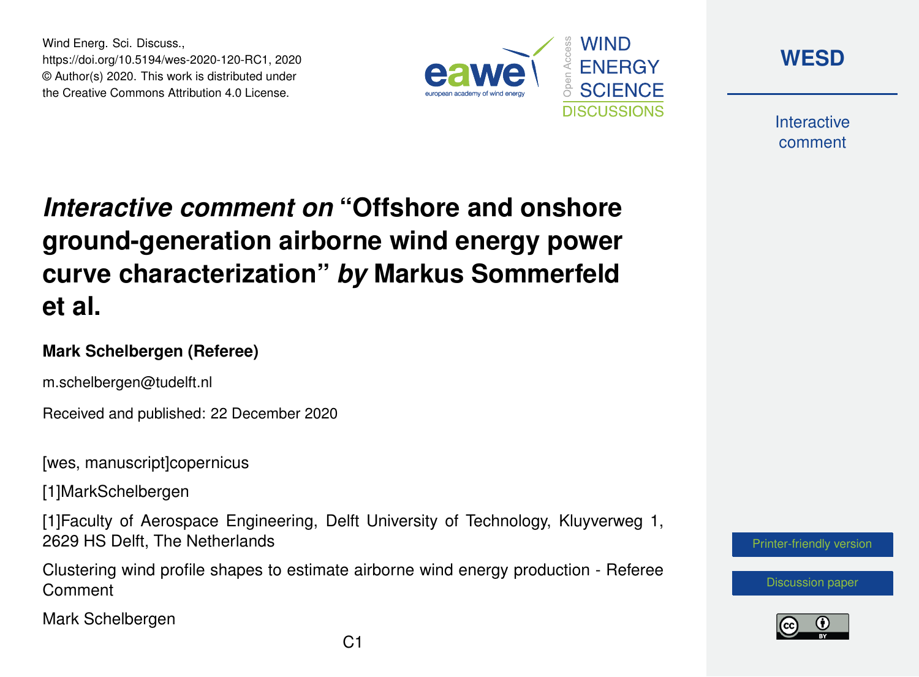Wind Energ. Sci. Discuss.,
https://doi.org/10.5194/wes-2020-120-RC1, 2020
© Author(s) 2020. This work is distributed under
the Creative Commons Attribution 4.0 License.

# *Interactive comment on* "Offshore and onshore ground-generation airborne wind energy power curve characterization" *by* Markus Sommerfeld et al.

**Mark Schelbergen (Referee)**

m.schelbergen@tudelft.nl

Received and published: 22 December 2020

[wes, manuscript]copernicus

[1]MarkSchelbergen

[1]Faculty of Aerospace Engineering, Delft University of Technology, Kluyverweg 1, 2629 HS Delft, The Netherlands

Clustering wind profile shapes to estimate airborne wind energy production - Referee Comment

Mark Schelbergen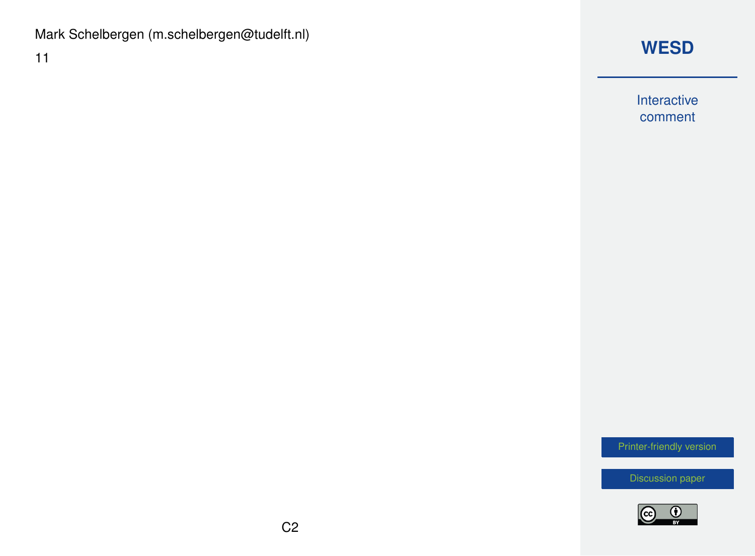Mark Schelbergen (m.schelbergen@tudelft.nl)

11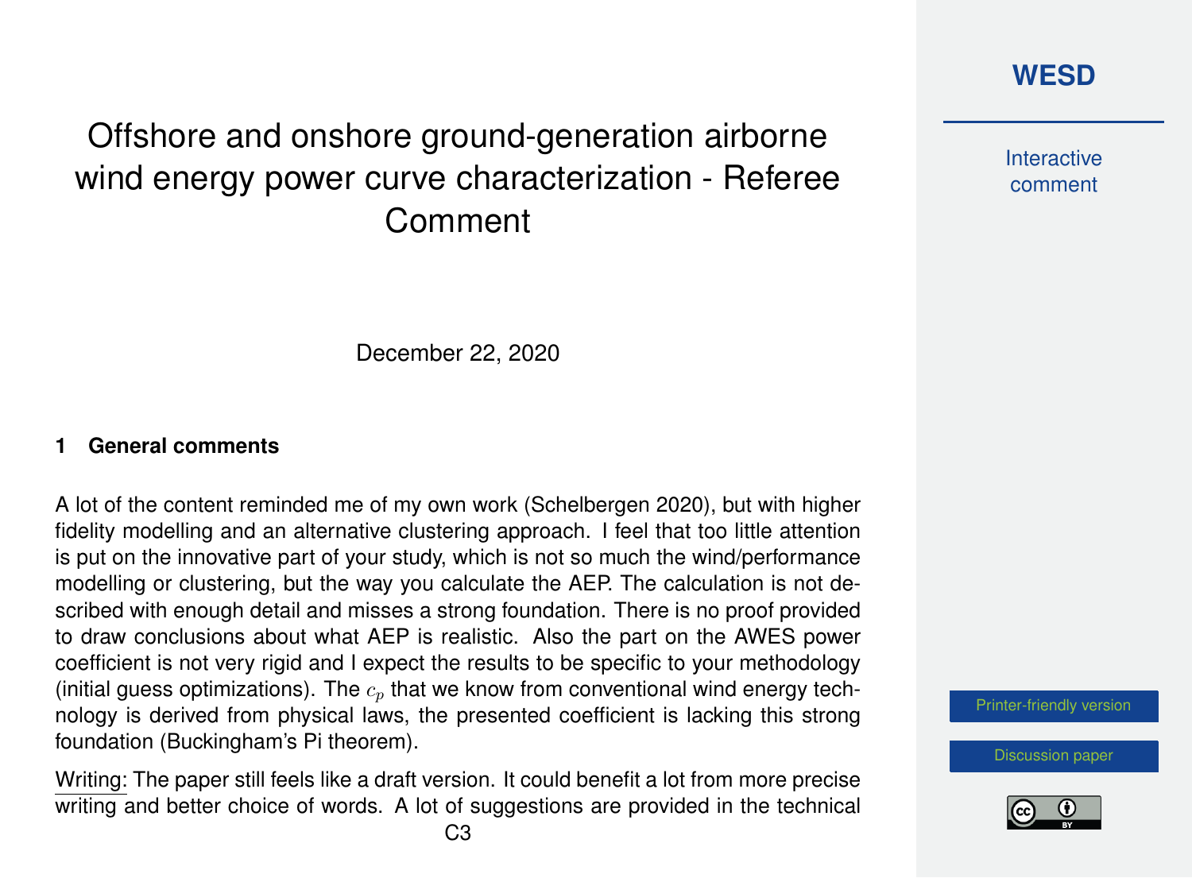# Offshore and onshore ground-generation airborne wind energy power curve characterization - Referee Comment

December 22, 2020

## 1 General comments

A lot of the content reminded me of my own work (Schelbergen 2020), but with higher fidelity modelling and an alternative clustering approach. I feel that too little attention is put on the innovative part of your study, which is not so much the wind/performance modelling or clustering, but the way you calculate the AEP. The calculation is not described with enough detail and misses a strong foundation. There is no proof provided to draw conclusions about what AEP is realistic. Also the part on the AWES power coefficient is not very rigid and I expect the results to be specific to your methodology (initial guess optimizations). The $c_p$ that we know from conventional wind energy technology is derived from physical laws, the presented coefficient is lacking this strong foundation (Buckingham's Pi theorem).

Writing: The paper still feels like a draft version. It could benefit a lot from more precise writing and better choice of words. A lot of suggestions are provided in the technical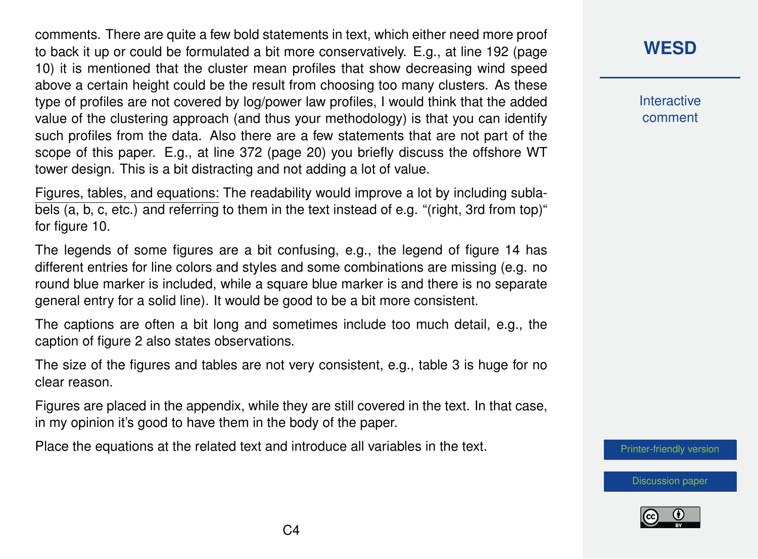comments. There are quite a few bold statements in text, which either need more proof to back it up or could be formulated a bit more conservatively. E.g., at line 192 (page 10) it is mentioned that the cluster mean profiles that show decreasing wind speed above a certain height could be the result from choosing too many clusters. As these type of profiles are not covered by log/power law profiles, I would think that the added value of the clustering approach (and thus your methodology) is that you can identify such profiles from the data. Also there are a few statements that are not part of the scope of this paper. E.g., at line 372 (page 20) you briefly discuss the offshore WT tower design. This is a bit distracting and not adding a lot of value.

Figures, tables, and equations: The readability would improve a lot by including sublabels (a, b, c, etc.) and referring to them in the text instead of e.g. "(right, 3rd from top)" for figure 10.

The legends of some figures are a bit confusing, e.g., the legend of figure 14 has different entries for line colors and styles and some combinations are missing (e.g. no round blue marker is included, while a square blue marker is and there is no separate general entry for a solid line). It would be good to be a bit more consistent.

The captions are often a bit long and sometimes include too much detail, e.g., the caption of figure 2 also states observations.

The size of the figures and tables are not very consistent, e.g., table 3 is huge for no clear reason.

Figures are placed in the appendix, while they are still covered in the text. In that case, in my opinion it's good to have them in the body of the paper.

Place the equations at the related text and introduce all variables in the text.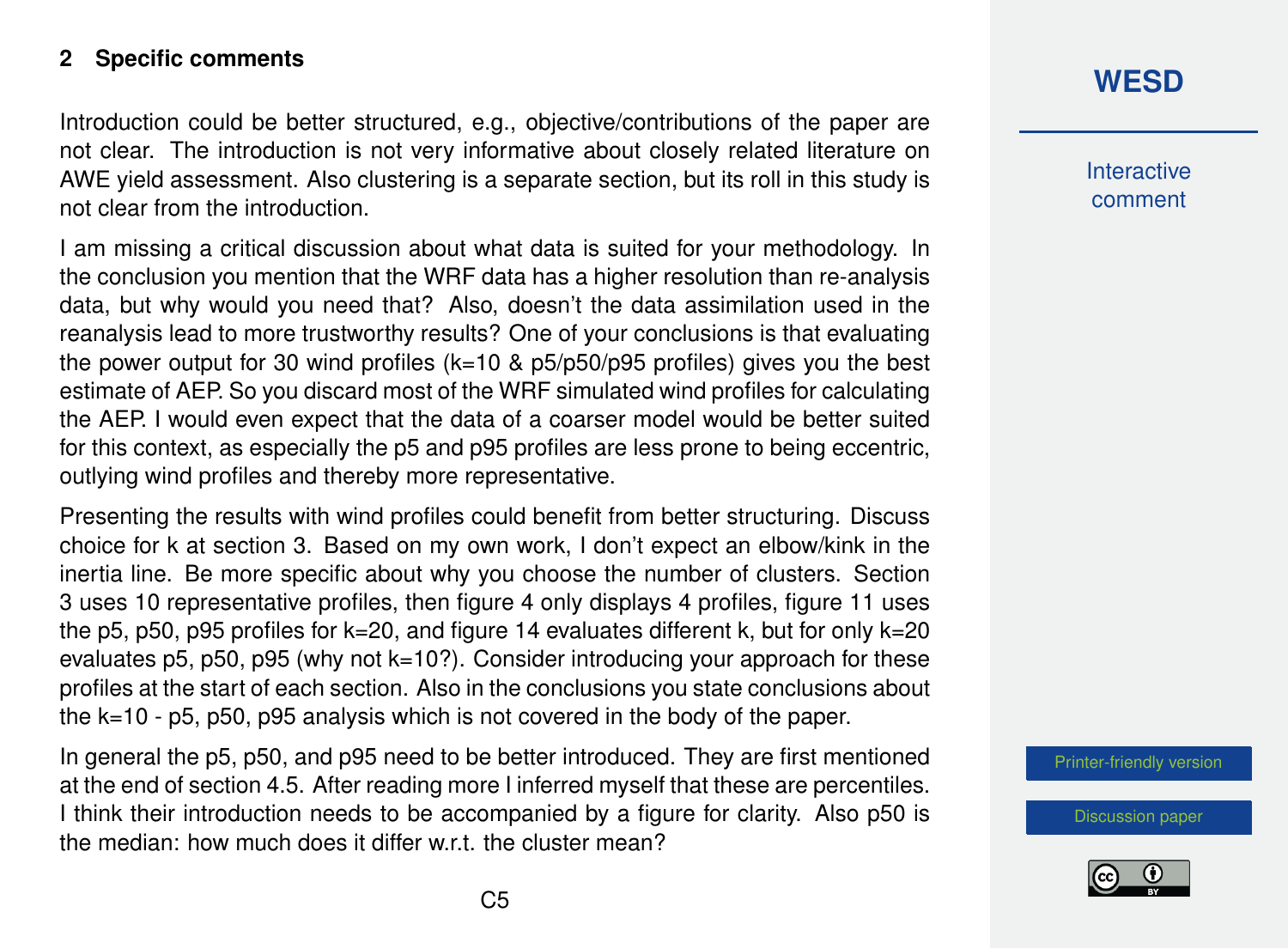## 2 Specific comments

Introduction could be better structured, e.g., objective/contributions of the paper are not clear. The introduction is not very informative about closely related literature on AWE yield assessment. Also clustering is a separate section, but its roll in this study is not clear from the introduction.

I am missing a critical discussion about what data is suited for your methodology. In the conclusion you mention that the WRF data has a higher resolution than re-analysis data, but why would you need that? Also, doesn't the data assimilation used in the reanalysis lead to more trustworthy results? One of your conclusions is that evaluating the power output for 30 wind profiles (k=10 & p5/p50/p95 profiles) gives you the best estimate of AEP. So you discard most of the WRF simulated wind profiles for calculating the AEP. I would even expect that the data of a coarser model would be better suited for this context, as especially the p5 and p95 profiles are less prone to being eccentric, outlying wind profiles and thereby more representative.

Presenting the results with wind profiles could benefit from better structuring. Discuss choice for k at section 3. Based on my own work, I don't expect an elbow/kink in the inertia line. Be more specific about why you choose the number of clusters. Section 3 uses 10 representative profiles, then figure 4 only displays 4 profiles, figure 11 uses the p5, p50, p95 profiles for k=20, and figure 14 evaluates different k, but for only k=20 evaluates p5, p50, p95 (why not k=10?). Consider introducing your approach for these profiles at the start of each section. Also in the conclusions you state conclusions about the k=10 - p5, p50, p95 analysis which is not covered in the body of the paper.

In general the p5, p50, and p95 need to be better introduced. They are first mentioned at the end of section 4.5. After reading more I inferred myself that these are percentiles. I think their introduction needs to be accompanied by a figure for clarity. Also p50 is the median: how much does it differ w.r.t. the cluster mean?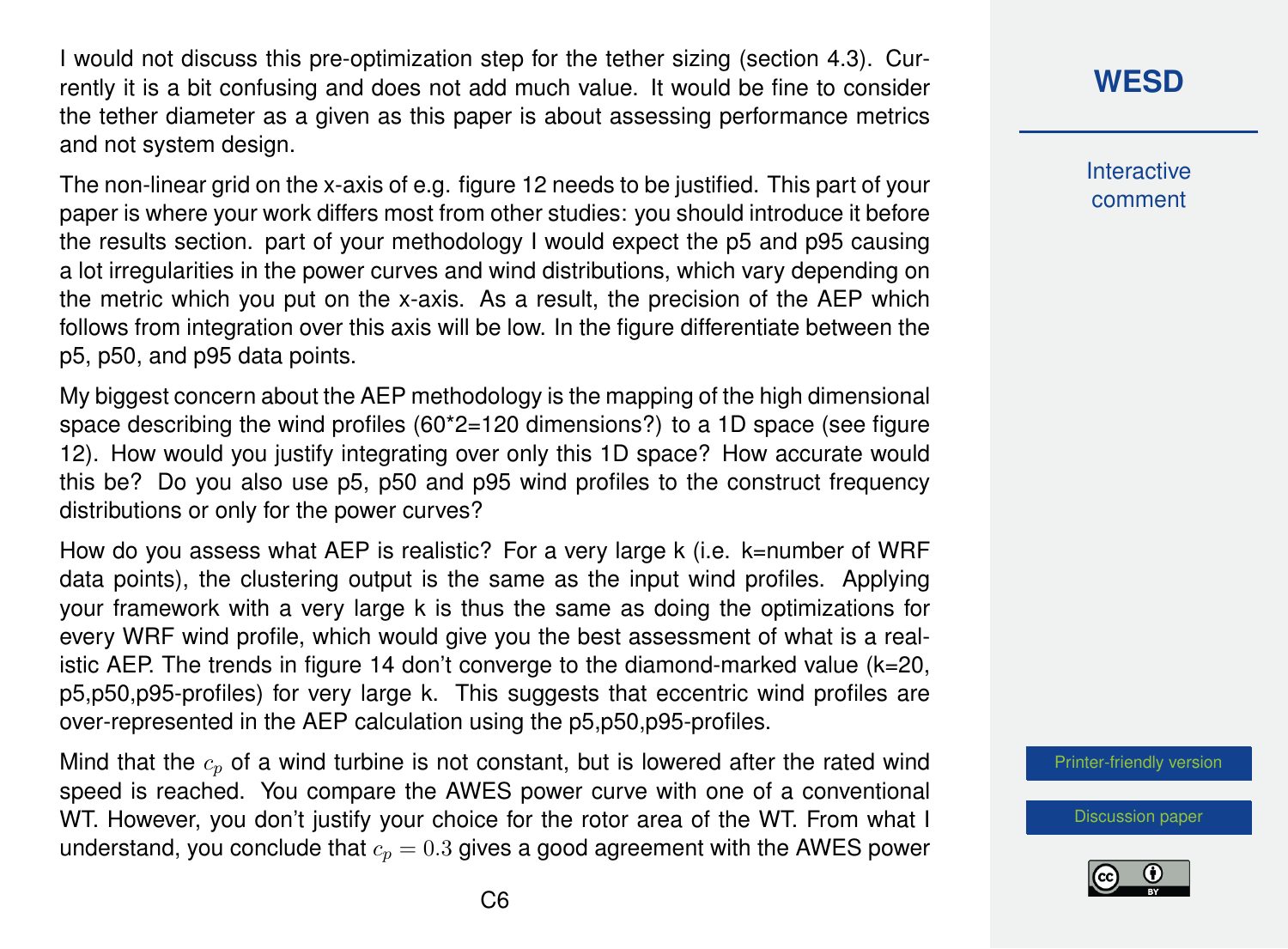I would not discuss this pre-optimization step for the tether sizing (section 4.3). Currently it is a bit confusing and does not add much value. It would be fine to consider the tether diameter as a given as this paper is about assessing performance metrics and not system design.

The non-linear grid on the x-axis of e.g. figure 12 needs to be justified. This part of your paper is where your work differs most from other studies: you should introduce it before the results section. part of your methodology I would expect the p5 and p95 causing a lot irregularities in the power curves and wind distributions, which vary depending on the metric which you put on the x-axis. As a result, the precision of the AEP which follows from integration over this axis will be low. In the figure differentiate between the p5, p50, and p95 data points.

My biggest concern about the AEP methodology is the mapping of the high dimensional space describing the wind profiles (60*2=120 dimensions?) to a 1D space (see figure 12). How would you justify integrating over only this 1D space? How accurate would this be? Do you also use p5, p50 and p95 wind profiles to the construct frequency distributions or only for the power curves?

How do you assess what AEP is realistic? For a very large k (i.e. k=number of WRF data points), the clustering output is the same as the input wind profiles. Applying your framework with a very large k is thus the same as doing the optimizations for every WRF wind profile, which would give you the best assessment of what is a realistic AEP. The trends in figure 14 don't converge to the diamond-marked value (k=20, p5,p50,p95-profiles) for very large k. This suggests that eccentric wind profiles are over-represented in the AEP calculation using the p5,p50,p95-profiles.

Mind that the $c_p$ of a wind turbine is not constant, but is lowered after the rated wind speed is reached. You compare the AWES power curve with one of a conventional WT. However, you don't justify your choice for the rotor area of the WT. From what I understand, you conclude that $c_p = 0.3$ gives a good agreement with the AWES power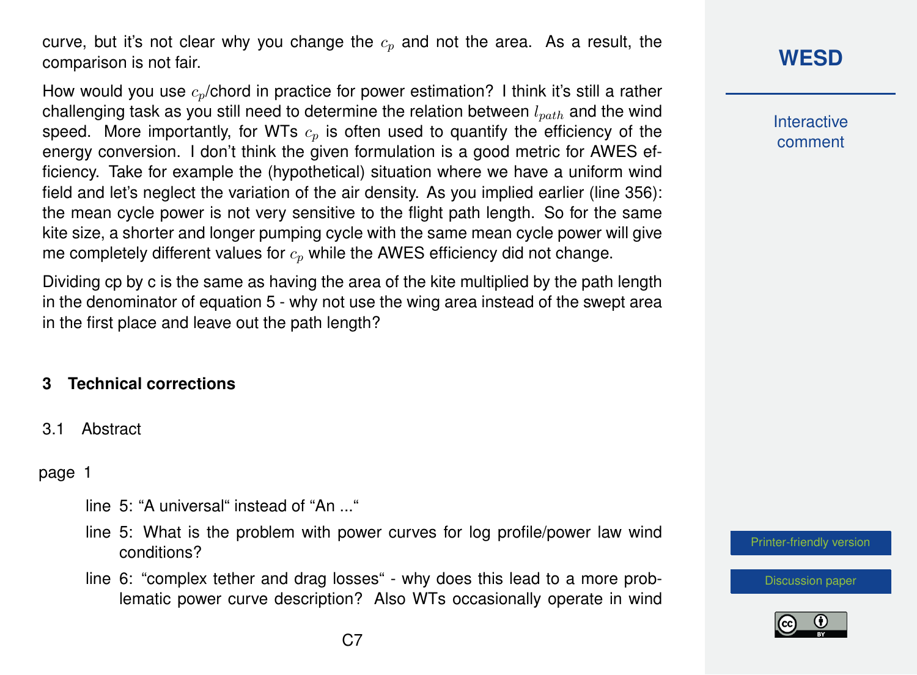curve, but it's not clear why you change the $c_p$ and not the area. As a result, the comparison is not fair.

How would you use $c_p$/chord in practice for power estimation? I think it's still a rather challenging task as you still need to determine the relation between $l_{path}$ and the wind speed. More importantly, for WTs $c_p$ is often used to quantify the efficiency of the energy conversion. I don't think the given formulation is a good metric for AWES efficiency. Take for example the (hypothetical) situation where we have a uniform wind field and let's neglect the variation of the air density. As you implied earlier (line 356): the mean cycle power is not very sensitive to the flight path length. So for the same kite size, a shorter and longer pumping cycle with the same mean cycle power will give me completely different values for $c_p$ while the AWES efficiency did not change.

Dividing cp by c is the same as having the area of the kite multiplied by the path length in the denominator of equation 5 - why not use the wing area instead of the swept area in the first place and leave out the path length?

## 3 Technical corrections

### 3.1 Abstract

page 1

- line 5: "A universal" instead of "An ..."
- line 5: What is the problem with power curves for log profile/power law wind conditions?
- line 6: "complex tether and drag losses" - why does this lead to a more problematic power curve description? Also WTs occasionally operate in wind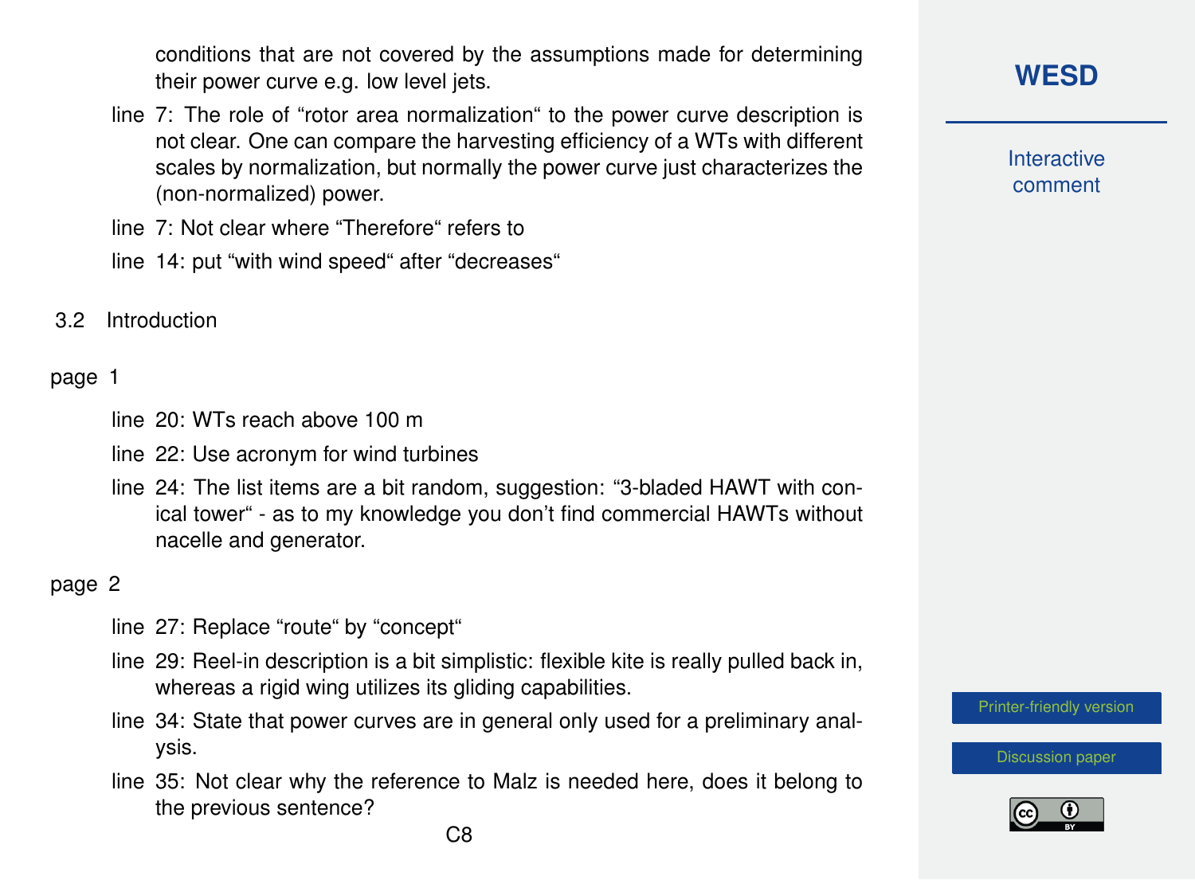conditions that are not covered by the assumptions made for determining their power curve e.g. low level jets.

line 7: The role of “rotor area normalization“ to the power curve description is not clear. One can compare the harvesting efficiency of a WTs with different scales by normalization, but normally the power curve just characterizes the (non-normalized) power.

line 7: Not clear where “Therefore“ refers to

line 14: put “with wind speed“ after “decreases“

## 3.2 Introduction

page 1

line 20: WTs reach above 100 m

line 22: Use acronym for wind turbines

line 24: The list items are a bit random, suggestion: “3-bladed HAWT with conical tower“ - as to my knowledge you don’t find commercial HAWTs without nacelle and generator.

page 2

line 27: Replace “route“ by “concept“

line 29: Reel-in description is a bit simplistic: flexible kite is really pulled back in, whereas a rigid wing utilizes its gliding capabilities.

line 34: State that power curves are in general only used for a preliminary analysis.

line 35: Not clear why the reference to Malz is needed here, does it belong to the previous sentence?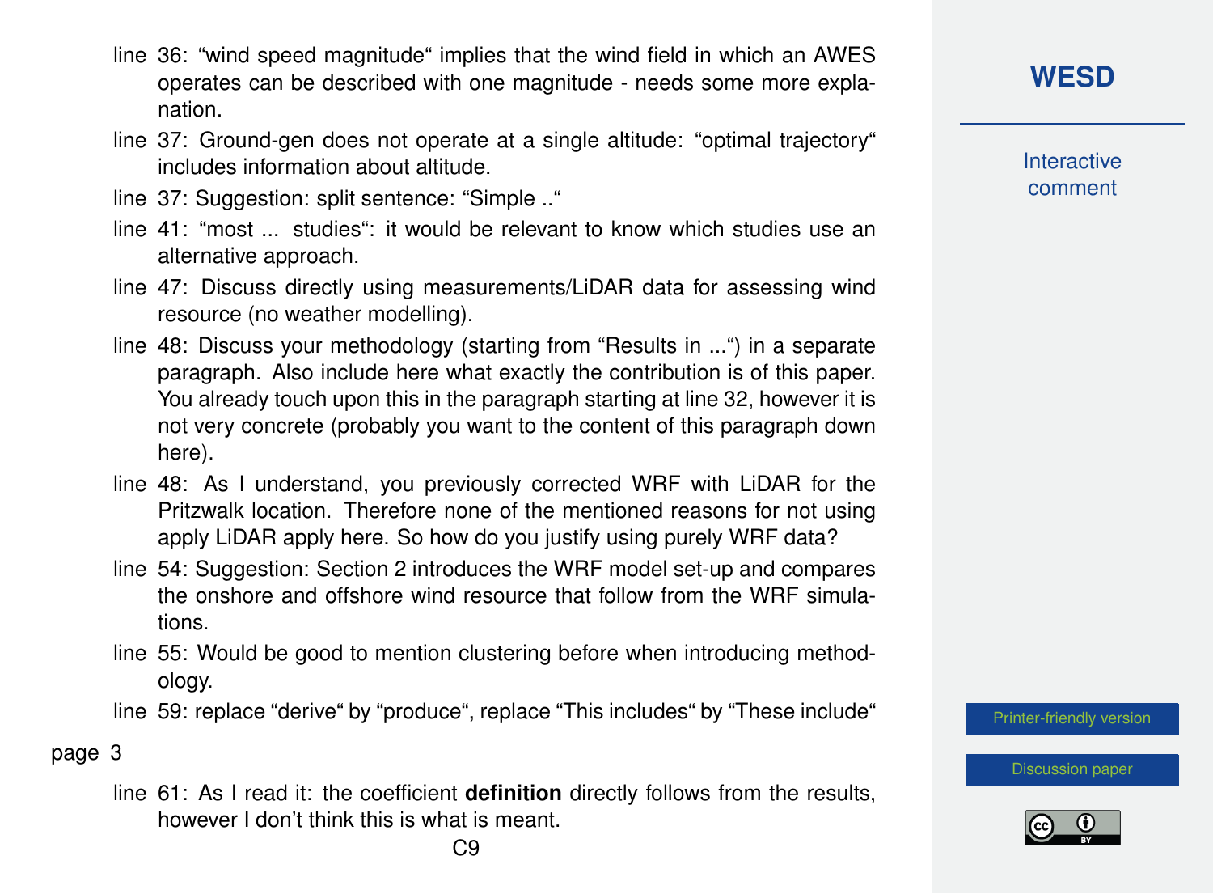- line 36: “wind speed magnitude“ implies that the wind field in which an AWES operates can be described with one magnitude - needs some more explanation.
- line 37: Ground-gen does not operate at a single altitude: “optimal trajectory“ includes information about altitude.
- line 37: Suggestion: split sentence: “Simple ..“
- line 41: “most ... studies“: it would be relevant to know which studies use an alternative approach.
- line 47: Discuss directly using measurements/LiDAR data for assessing wind resource (no weather modelling).
- line 48: Discuss your methodology (starting from “Results in ...“) in a separate paragraph. Also include here what exactly the contribution is of this paper. You already touch upon this in the paragraph starting at line 32, however it is not very concrete (probably you want to the content of this paragraph down here).
- line 48: As I understand, you previously corrected WRF with LiDAR for the Pritzwalk location. Therefore none of the mentioned reasons for not using apply LiDAR apply here. So how do you justify using purely WRF data?
- line 54: Suggestion: Section 2 introduces the WRF model set-up and compares the onshore and offshore wind resource that follow from the WRF simulations.
- line 55: Would be good to mention clustering before when introducing methodology.
- line 59: replace “derive“ by “produce“, replace “This includes“ by “These include“

page 3

- line 61: As I read it: the coefficient **definition** directly follows from the results, however I don’t think this is what is meant.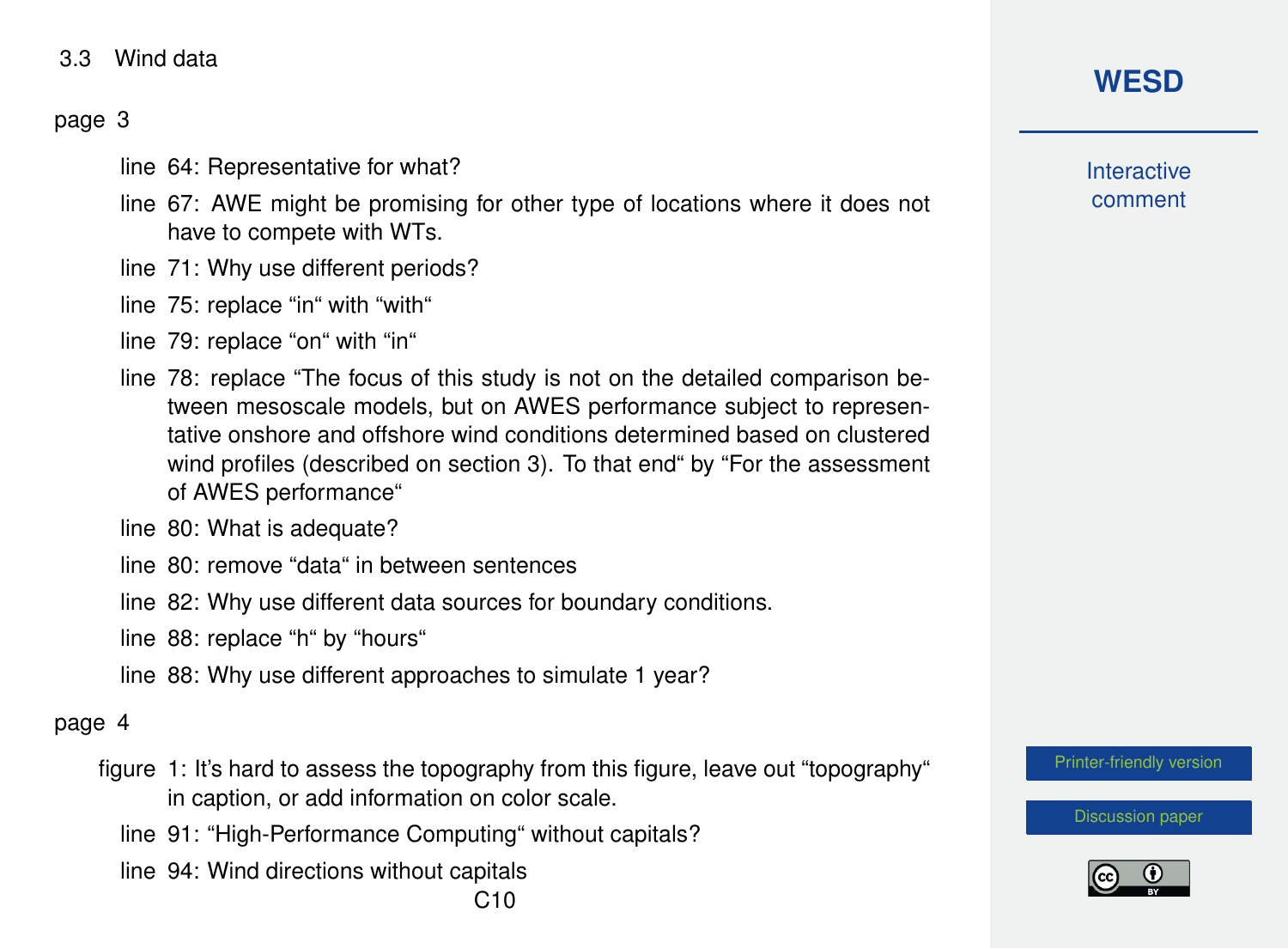3.3 Wind data

page 3

- line 64: Representative for what?
- line 67: AWE might be promising for other type of locations where it does not have to compete with WTs.
- line 71: Why use different periods?
- line 75: replace "in" with "with"
- line 79: replace "on" with "in"
- line 78: replace "The focus of this study is not on the detailed comparison between mesoscale models, but on AWES performance subject to representative onshore and offshore wind conditions determined based on clustered wind profiles (described on section 3). To that end" by "For the assessment of AWES performance"
- line 80: What is adequate?
- line 80: remove "data" in between sentences
- line 82: Why use different data sources for boundary conditions.
- line 88: replace "h" by "hours"
- line 88: Why use different approaches to simulate 1 year?

page 4

- figure 1: It's hard to assess the topography from this figure, leave out "topography" in caption, or add information on color scale.
- line 91: "High-Performance Computing" without capitals?
- line 94: Wind directions without capitals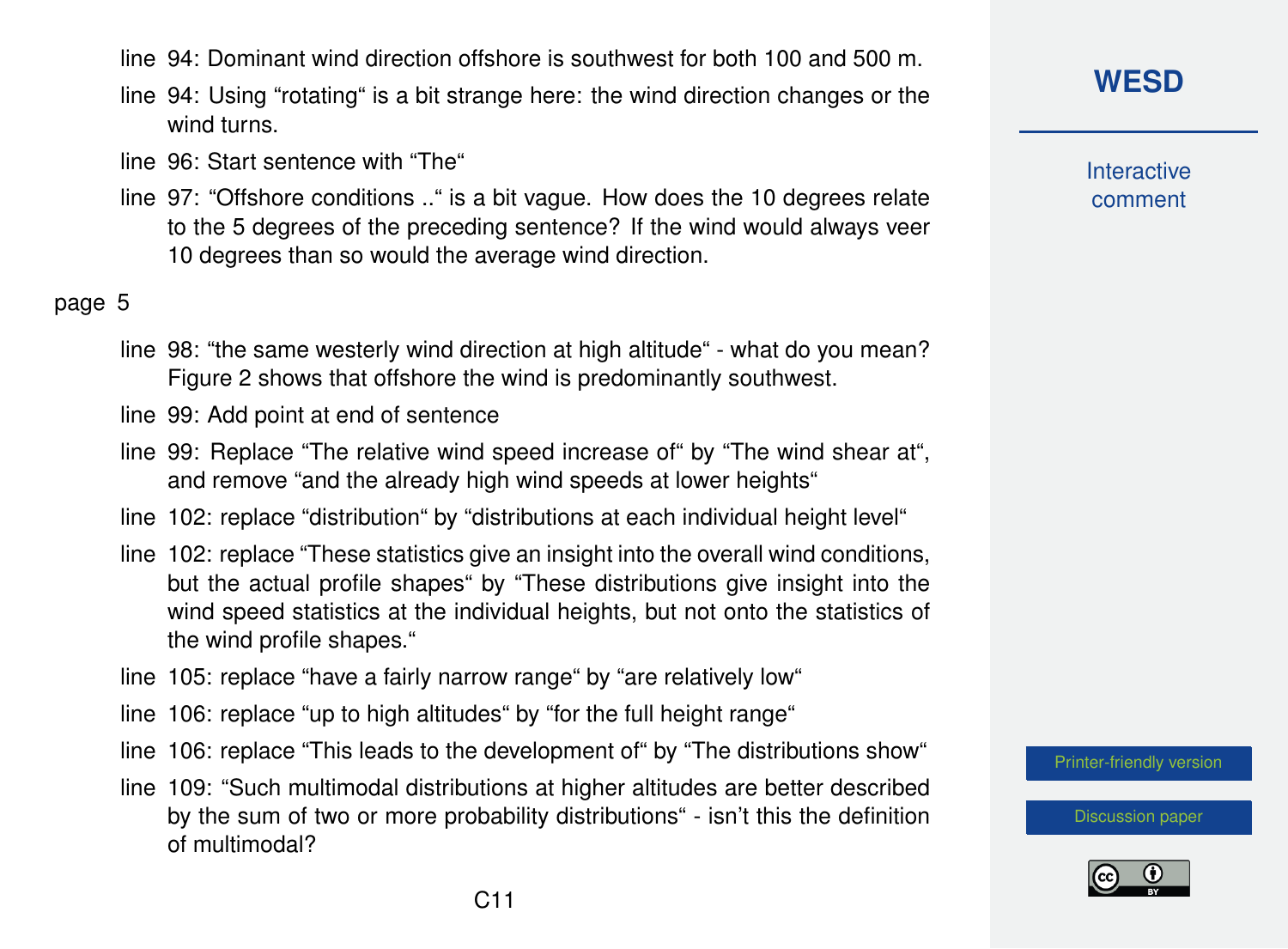line 94: Dominant wind direction offshore is southwest for both 100 and 500 m.

line 94: Using “rotating“ is a bit strange here: the wind direction changes or the wind turns.

line 96: Start sentence with “The“

line 97: “Offshore conditions ..“ is a bit vague. How does the 10 degrees relate to the 5 degrees of the preceding sentence? If the wind would always veer 10 degrees than so would the average wind direction.

page 5

line 98: “the same westerly wind direction at high altitude“ - what do you mean? Figure 2 shows that offshore the wind is predominantly southwest.

line 99: Add point at end of sentence

line 99: Replace “The relative wind speed increase of“ by “The wind shear at“, and remove “and the already high wind speeds at lower heights“

line 102: replace “distribution“ by “distributions at each individual height level“

line 102: replace “These statistics give an insight into the overall wind conditions, but the actual profile shapes“ by “These distributions give insight into the wind speed statistics at the individual heights, but not onto the statistics of the wind profile shapes.“

line 105: replace “have a fairly narrow range“ by “are relatively low“

line 106: replace “up to high altitudes“ by “for the full height range“

line 106: replace “This leads to the development of“ by “The distributions show“

line 109: “Such multimodal distributions at higher altitudes are better described by the sum of two or more probability distributions“ - isn’t this the definition of multimodal?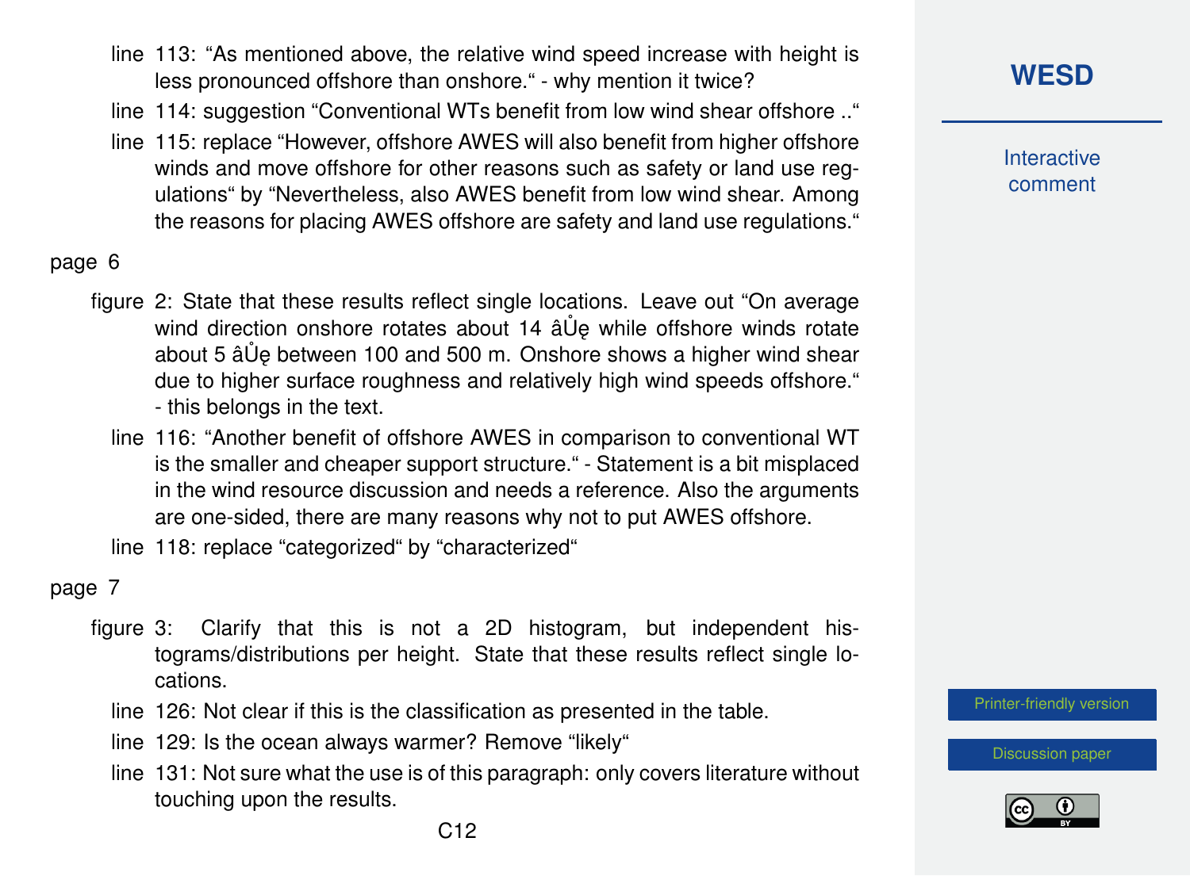line 113: “As mentioned above, the relative wind speed increase with height is less pronounced offshore than onshore.“ - why mention it twice?

line 114: suggestion “Conventional WTs benefit from low wind shear offshore ..“

line 115: replace “However, offshore AWES will also benefit from higher offshore winds and move offshore for other reasons such as safety or land use regulations“ by “Nevertheless, also AWES benefit from low wind shear. Among the reasons for placing AWES offshore are safety and land use regulations.“

page 6

figure 2: State that these results reflect single locations. Leave out “On average wind direction onshore rotates about 14 âŮę while offshore winds rotate about 5 âŮę between 100 and 500 m. Onshore shows a higher wind shear due to higher surface roughness and relatively high wind speeds offshore.“ - this belongs in the text.

line 116: “Another benefit of offshore AWES in comparison to conventional WT is the smaller and cheaper support structure.“ - Statement is a bit misplaced in the wind resource discussion and needs a reference. Also the arguments are one-sided, there are many reasons why not to put AWES offshore.

line 118: replace “categorized“ by “characterized“

page 7

figure 3: Clarify that this is not a 2D histogram, but independent histograms/distributions per height. State that these results reflect single locations.

line 126: Not clear if this is the classification as presented in the table.

line 129: Is the ocean always warmer? Remove “likely“

line 131: Not sure what the use is of this paragraph: only covers literature without touching upon the results.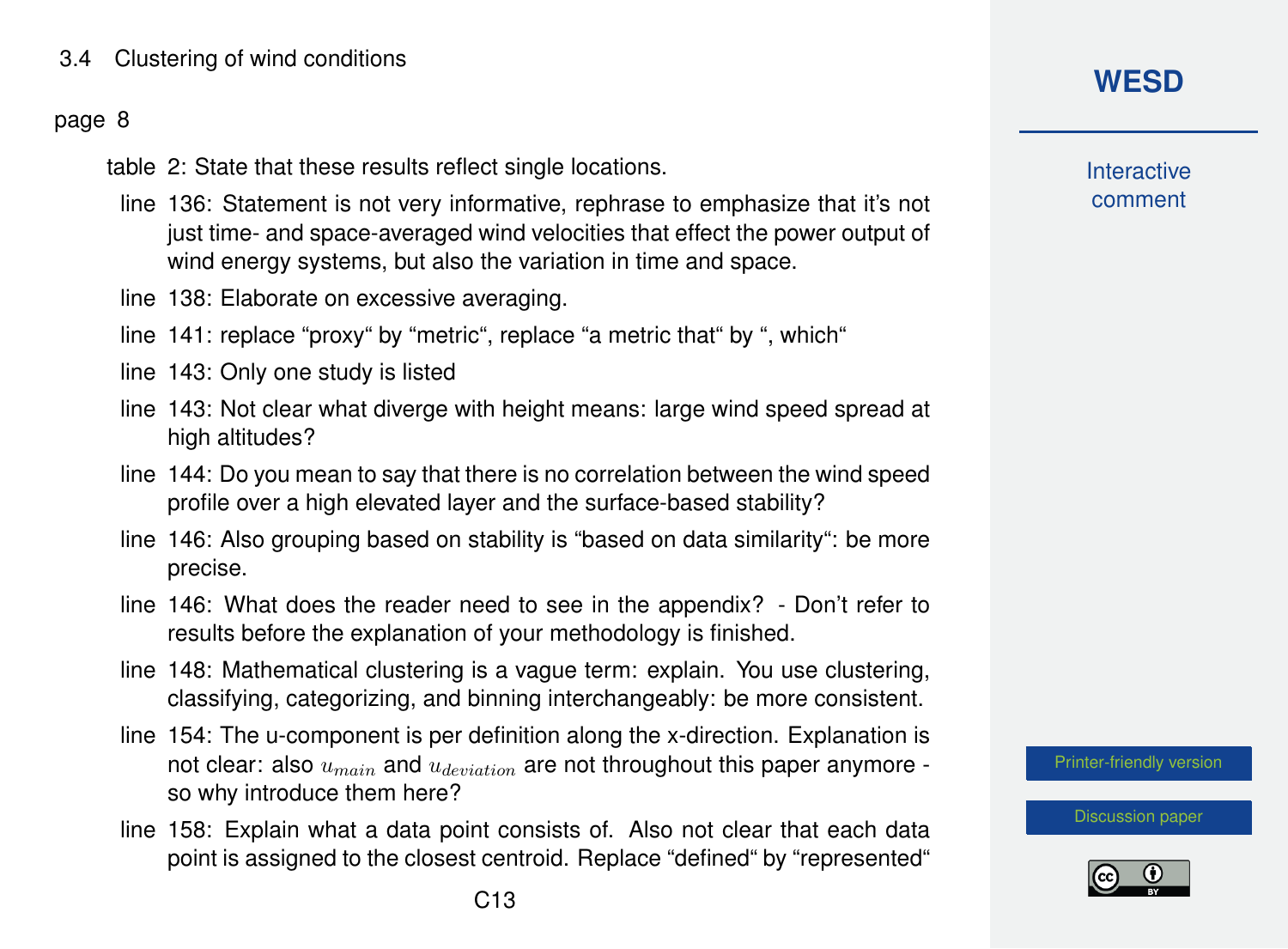3.4 Clustering of wind conditions

page 8

- table 2: State that these results reflect single locations.
- line 136: Statement is not very informative, rephrase to emphasize that it's not just time- and space-averaged wind velocities that effect the power output of wind energy systems, but also the variation in time and space.
- line 138: Elaborate on excessive averaging.
- line 141: replace “proxy“ by “metric“, replace “a metric that“ by “, which“
- line 143: Only one study is listed
- line 143: Not clear what diverge with height means: large wind speed spread at high altitudes?
- line 144: Do you mean to say that there is no correlation between the wind speed profile over a high elevated layer and the surface-based stability?
- line 146: Also grouping based on stability is “based on data similarity“: be more precise.
- line 146: What does the reader need to see in the appendix? - Don't refer to results before the explanation of your methodology is finished.
- line 148: Mathematical clustering is a vague term: explain. You use clustering, classifying, categorizing, and binning interchangeably: be more consistent.
- line 154: The u-component is per definition along the x-direction. Explanation is not clear: also $u_{main}$ and $u_{deviation}$ are not throughout this paper anymore - so why introduce them here?
- line 158: Explain what a data point consists of. Also not clear that each data point is assigned to the closest centroid. Replace “defined“ by “represented“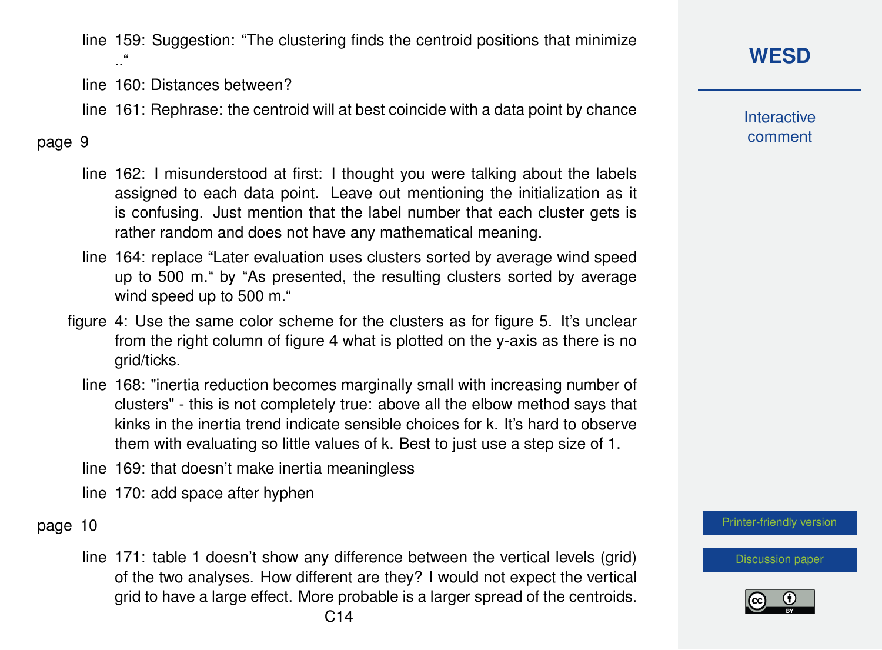line 159: Suggestion: “The clustering finds the centroid positions that minimize ..“

line 160: Distances between?

line 161: Rephrase: the centroid will at best coincide with a data point by chance

page 9

line 162: I misunderstood at first: I thought you were talking about the labels assigned to each data point. Leave out mentioning the initialization as it is confusing. Just mention that the label number that each cluster gets is rather random and does not have any mathematical meaning.

line 164: replace “Later evaluation uses clusters sorted by average wind speed up to 500 m.“ by “As presented, the resulting clusters sorted by average wind speed up to 500 m.“

figure 4: Use the same color scheme for the clusters as for figure 5. It’s unclear from the right column of figure 4 what is plotted on the y-axis as there is no grid/ticks.

line 168: "inertia reduction becomes marginally small with increasing number of clusters" - this is not completely true: above all the elbow method says that kinks in the inertia trend indicate sensible choices for k. It’s hard to observe them with evaluating so little values of k. Best to just use a step size of 1.

line 169: that doesn’t make inertia meaningless

line 170: add space after hyphen

page 10

line 171: table 1 doesn’t show any difference between the vertical levels (grid) of the two analyses. How different are they? I would not expect the vertical grid to have a large effect. More probable is a larger spread of the centroids.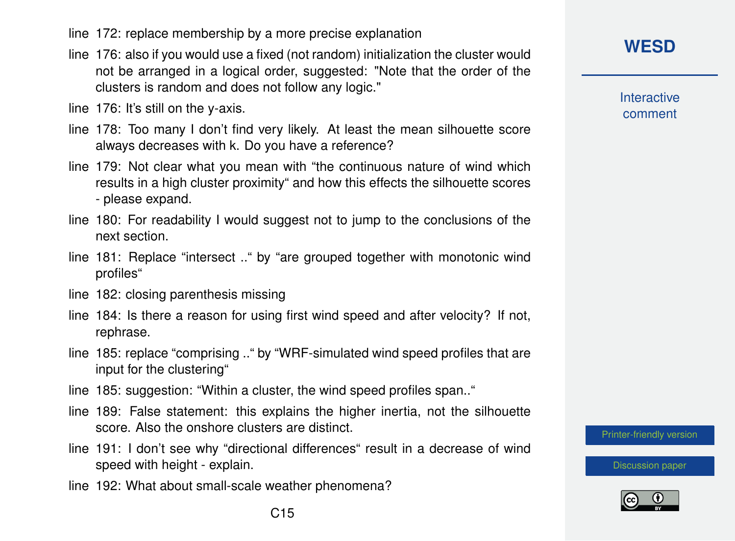line 172: replace membership by a more precise explanation

line 176: also if you would use a fixed (not random) initialization the cluster would not be arranged in a logical order, suggested: "Note that the order of the clusters is random and does not follow any logic."

line 176: It's still on the y-axis.

line 178: Too many I don't find very likely. At least the mean silhouette score always decreases with k. Do you have a reference?

line 179: Not clear what you mean with "the continuous nature of wind which results in a high cluster proximity" and how this effects the silhouette scores - please expand.

line 180: For readability I would suggest not to jump to the conclusions of the next section.

line 181: Replace "intersect .." by "are grouped together with monotonic wind profiles"

line 182: closing parenthesis missing

line 184: Is there a reason for using first wind speed and after velocity? If not, rephrase.

line 185: replace "comprising .." by "WRF-simulated wind speed profiles that are input for the clustering"

line 185: suggestion: "Within a cluster, the wind speed profiles span.."

line 189: False statement: this explains the higher inertia, not the silhouette score. Also the onshore clusters are distinct.

line 191: I don't see why "directional differences" result in a decrease of wind speed with height - explain.

line 192: What about small-scale weather phenomena?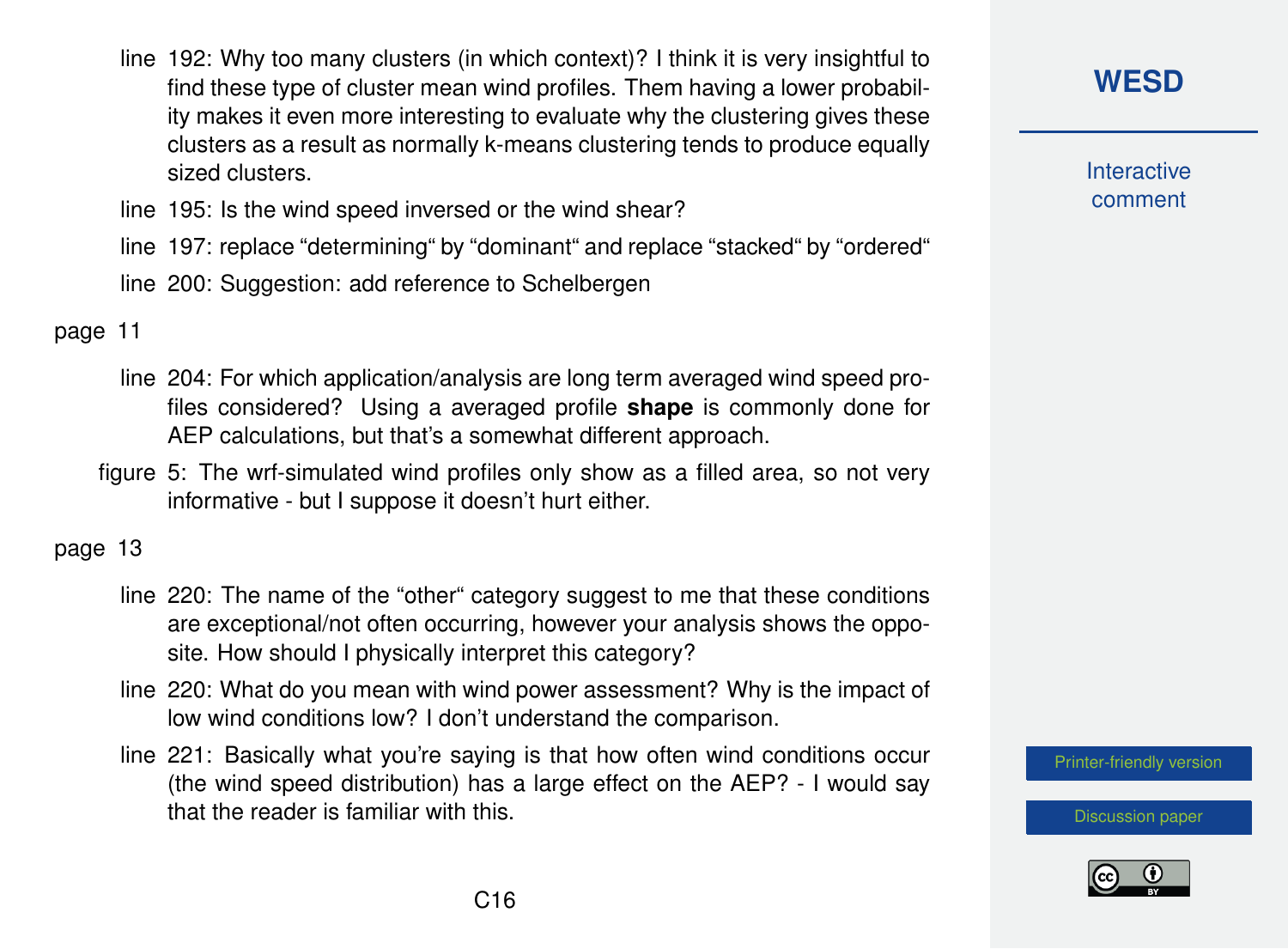line 192: Why too many clusters (in which context)? I think it is very insightful to find these type of cluster mean wind profiles. Them having a lower probability makes it even more interesting to evaluate why the clustering gives these clusters as a result as normally k-means clustering tends to produce equally sized clusters.

line 195: Is the wind speed inversed or the wind shear?

line 197: replace “determining“ by “dominant“ and replace “stacked“ by “ordered“

line 200: Suggestion: add reference to Schelbergen

page 11

line 204: For which application/analysis are long term averaged wind speed profiles considered? Using a averaged profile **shape** is commonly done for AEP calculations, but that’s a somewhat different approach.

figure 5: The wrf-simulated wind profiles only show as a filled area, so not very informative - but I suppose it doesn’t hurt either.

page 13

line 220: The name of the “other“ category suggest to me that these conditions are exceptional/not often occurring, however your analysis shows the opposite. How should I physically interpret this category?

line 220: What do you mean with wind power assessment? Why is the impact of low wind conditions low? I don’t understand the comparison.

line 221: Basically what you’re saying is that how often wind conditions occur (the wind speed distribution) has a large effect on the AEP? - I would say that the reader is familiar with this.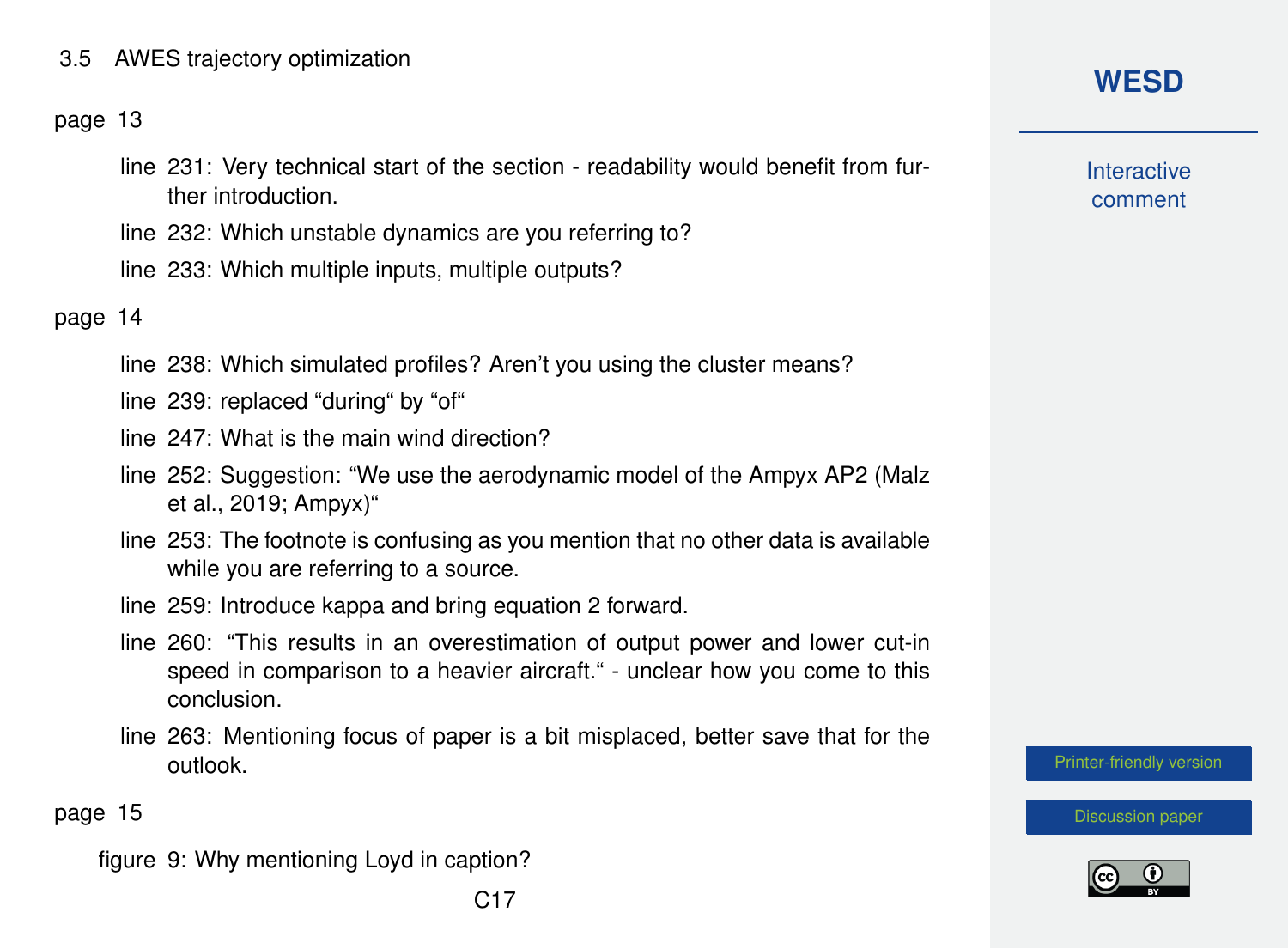### 3.5 AWES trajectory optimization

page 13

- line 231: Very technical start of the section - readability would benefit from further introduction.
- line 232: Which unstable dynamics are you referring to?
- line 233: Which multiple inputs, multiple outputs?

page 14

- line 238: Which simulated profiles? Aren't you using the cluster means?
- line 239: replaced "during" by "of"
- line 247: What is the main wind direction?
- line 252: Suggestion: "We use the aerodynamic model of the Ampyx AP2 (Malz et al., 2019; Ampyx)"
- line 253: The footnote is confusing as you mention that no other data is available while you are referring to a source.
- line 259: Introduce kappa and bring equation 2 forward.
- line 260: "This results in an overestimation of output power and lower cut-in speed in comparison to a heavier aircraft." - unclear how you come to this conclusion.
- line 263: Mentioning focus of paper is a bit misplaced, better save that for the outlook.

page 15

- figure 9: Why mentioning Loyd in caption?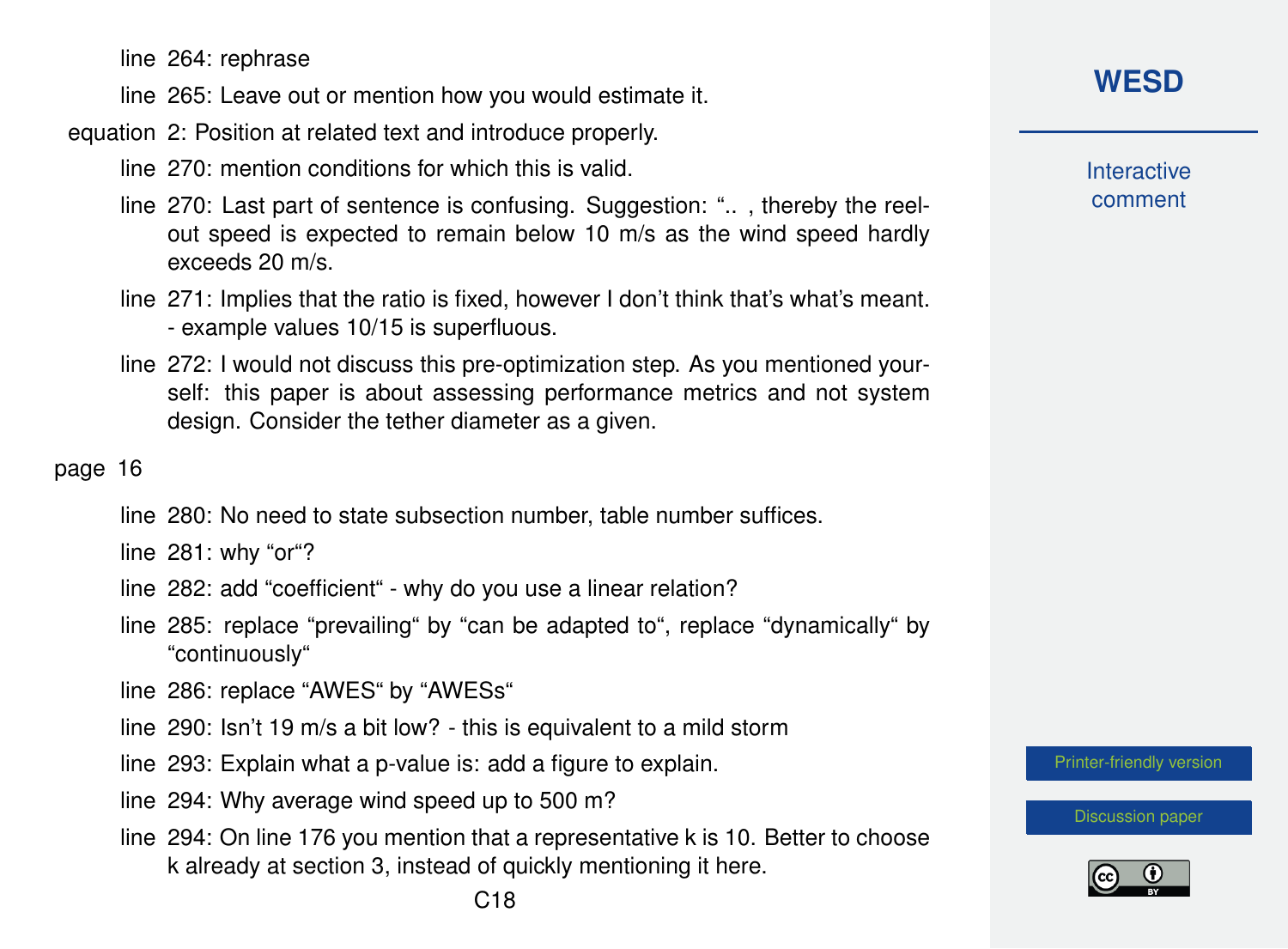line 264: rephrase

line 265: Leave out or mention how you would estimate it.

equation 2: Position at related text and introduce properly.

line 270: mention conditions for which this is valid.

line 270: Last part of sentence is confusing. Suggestion: ".. , thereby the reel-out speed is expected to remain below 10 m/s as the wind speed hardly exceeds 20 m/s.

line 271: Implies that the ratio is fixed, however I don't think that's what's meant. - example values 10/15 is superfluous.

line 272: I would not discuss this pre-optimization step. As you mentioned yourself: this paper is about assessing performance metrics and not system design. Consider the tether diameter as a given.

page 16

line 280: No need to state subsection number, table number suffices.

line 281: why "or"?

line 282: add "coefficient" - why do you use a linear relation?

line 285: replace "prevailing" by "can be adapted to", replace "dynamically" by "continuously"

line 286: replace "AWES" by "AWESs"

line 290: Isn't 19 m/s a bit low? - this is equivalent to a mild storm

line 293: Explain what a p-value is: add a figure to explain.

line 294: Why average wind speed up to 500 m?

line 294: On line 176 you mention that a representative k is 10. Better to choose k already at section 3, instead of quickly mentioning it here.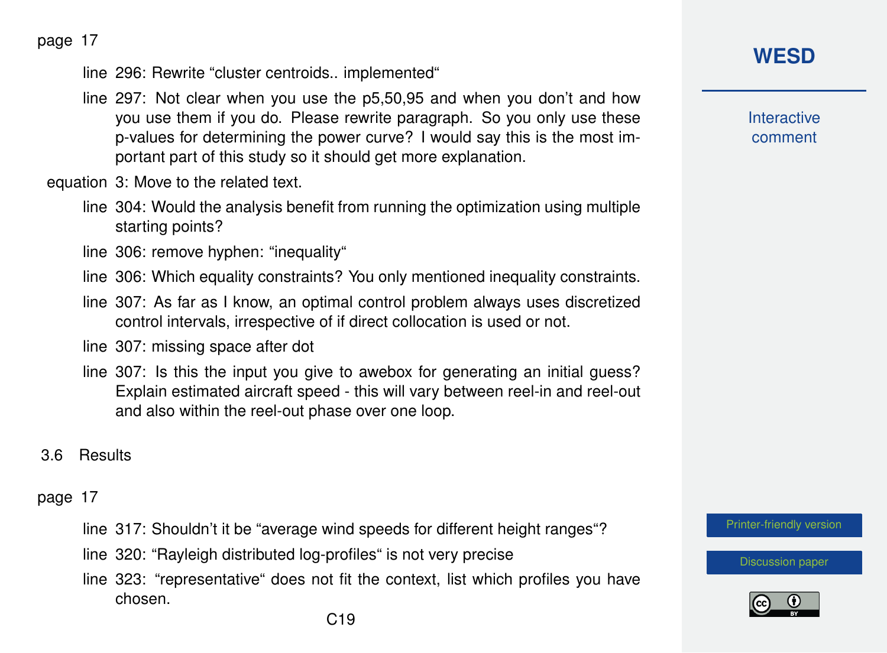page 17

- line 296: Rewrite “cluster centroids.. implemented“
- line 297: Not clear when you use the p5,50,95 and when you don’t and how you use them if you do. Please rewrite paragraph. So you only use these p-values for determining the power curve? I would say this is the most important part of this study so it should get more explanation.
- equation 3: Move to the related text.
- line 304: Would the analysis benefit from running the optimization using multiple starting points?
- line 306: remove hyphen: “inequality“
- line 306: Which equality constraints? You only mentioned inequality constraints.
- line 307: As far as I know, an optimal control problem always uses discretized control intervals, irrespective of if direct collocation is used or not.
- line 307: missing space after dot
- line 307: Is this the input you give to awebox for generating an initial guess? Explain estimated aircraft speed - this will vary between reel-in and reel-out and also within the reel-out phase over one loop.

## 3.6 Results

page 17

- line 317: Shouldn’t it be “average wind speeds for different height ranges“?
- line 320: “Rayleigh distributed log-profiles“ is not very precise
- line 323: “representative“ does not fit the context, list which profiles you have chosen.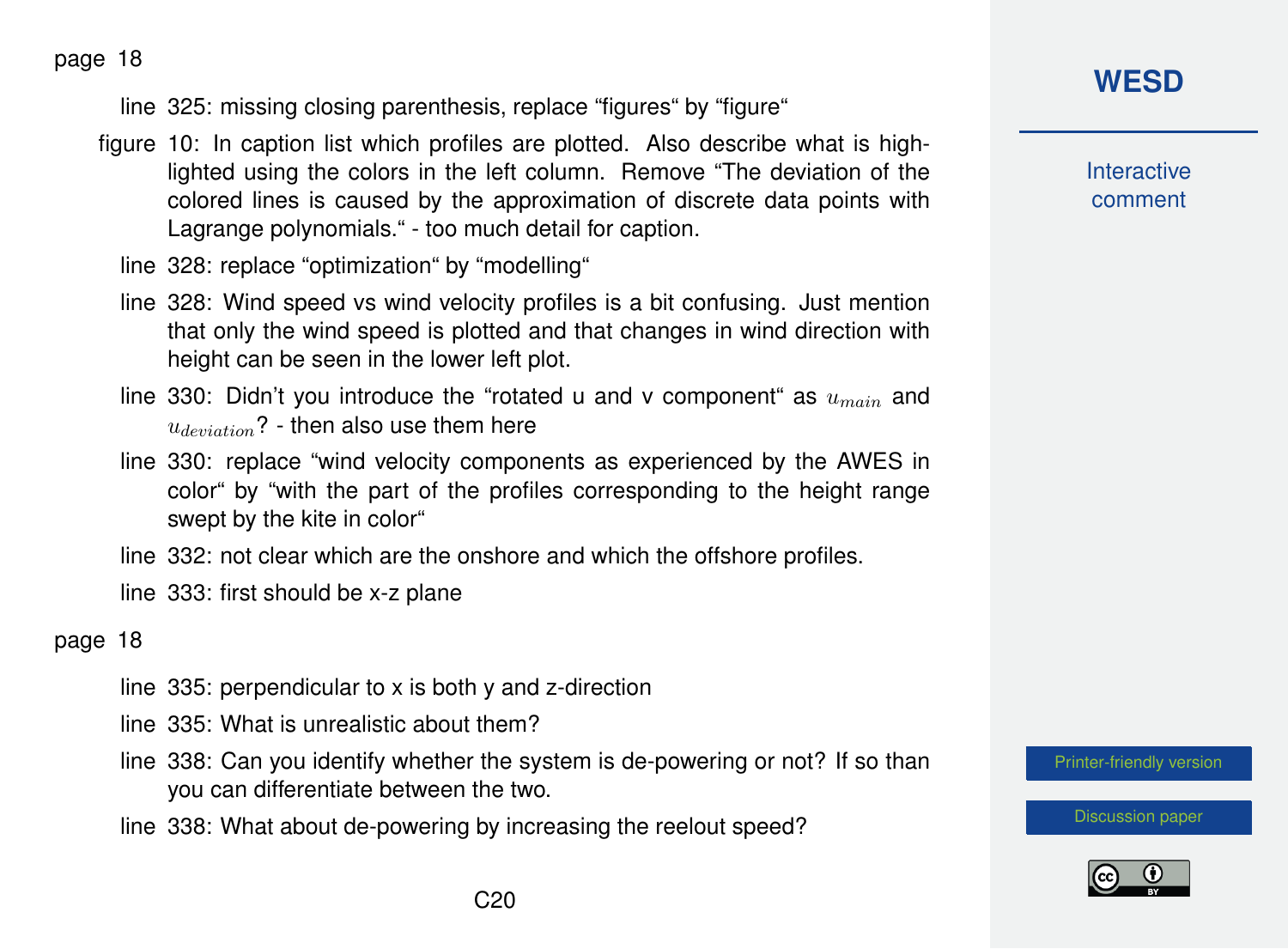page 18

line 325: missing closing parenthesis, replace “figures“ by “figure“

figure 10: In caption list which profiles are plotted. Also describe what is highlighted using the colors in the left column. Remove “The deviation of the colored lines is caused by the approximation of discrete data points with Lagrange polynomials.“ - too much detail for caption.

line 328: replace “optimization“ by “modelling“

line 328: Wind speed vs wind velocity profiles is a bit confusing. Just mention that only the wind speed is plotted and that changes in wind direction with height can be seen in the lower left plot.

line 330: Didn't you introduce the “rotated u and v component“ as $u_{main}$ and $u_{deviation}$? - then also use them here

line 330: replace “wind velocity components as experienced by the AWES in color“ by “with the part of the profiles corresponding to the height range swept by the kite in color“

line 332: not clear which are the onshore and which the offshore profiles.

line 333: first should be x-z plane

page 18

line 335: perpendicular to x is both y and z-direction

line 335: What is unrealistic about them?

line 338: Can you identify whether the system is de-powering or not? If so than you can differentiate between the two.

line 338: What about de-powering by increasing the reelout speed?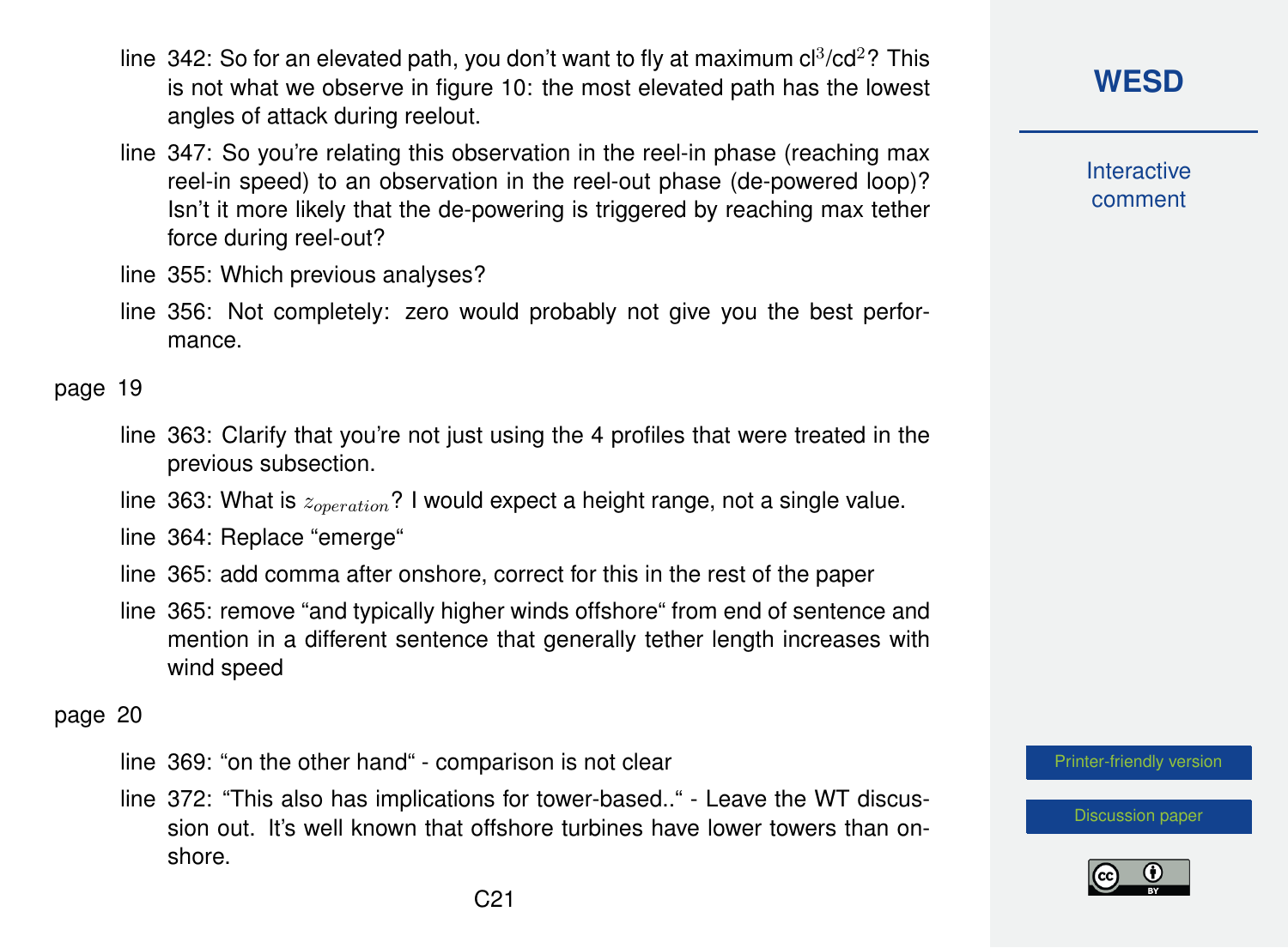- line 342: So for an elevated path, you don't want to fly at maximum $c_l^3/c_d^2$? This is not what we observe in figure 10: the most elevated path has the lowest angles of attack during reelout.
- line 347: So you're relating this observation in the reel-in phase (reaching max reel-in speed) to an observation in the reel-out phase (de-powered loop)? Isn't it more likely that the de-powering is triggered by reaching max tether force during reel-out?
- line 355: Which previous analyses?
- line 356: Not completely: zero would probably not give you the best performance.

page 19

- line 363: Clarify that you're not just using the 4 profiles that were treated in the previous subsection.
- line 363: What is $z_{operation}$? I would expect a height range, not a single value.
- line 364: Replace "emerge"
- line 365: add comma after onshore, correct for this in the rest of the paper
- line 365: remove "and typically higher winds offshore" from end of sentence and mention in a different sentence that generally tether length increases with wind speed

page 20

- line 369: "on the other hand" - comparison is not clear
- line 372: "This also has implications for tower-based.." - Leave the WT discussion out. It's well known that offshore turbines have lower towers than onshore.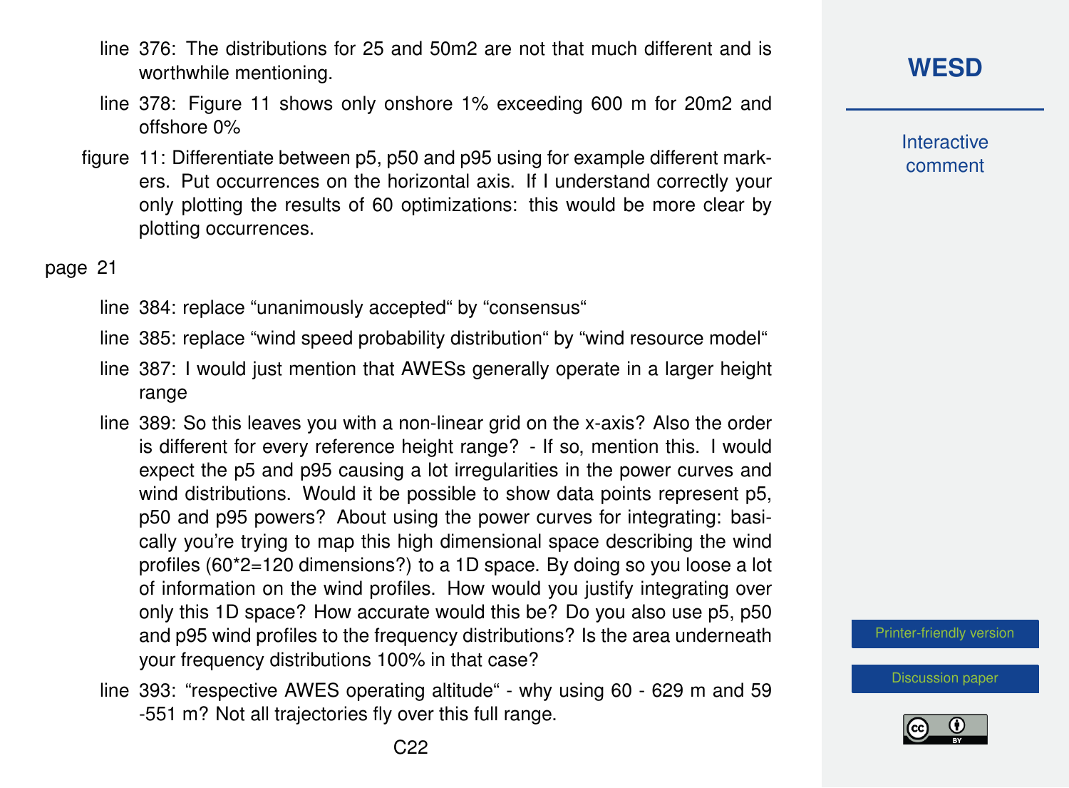- line 376: The distributions for 25 and 50m2 are not that much different and is worthwhile mentioning.
- line 378: Figure 11 shows only onshore 1% exceeding 600 m for 20m2 and offshore 0%
- figure 11: Differentiate between p5, p50 and p95 using for example different markers. Put occurrences on the horizontal axis. If I understand correctly your only plotting the results of 60 optimizations: this would be more clear by plotting occurrences.

page 21

- line 384: replace “unanimously accepted“ by “consensus“
- line 385: replace “wind speed probability distribution“ by “wind resource model“
- line 387: I would just mention that AWESs generally operate in a larger height range
- line 389: So this leaves you with a non-linear grid on the x-axis? Also the order is different for every reference height range? - If so, mention this. I would expect the p5 and p95 causing a lot irregularities in the power curves and wind distributions. Would it be possible to show data points represent p5, p50 and p95 powers? About using the power curves for integrating: basically you're trying to map this high dimensional space describing the wind profiles (60*2=120 dimensions?) to a 1D space. By doing so you loose a lot of information on the wind profiles. How would you justify integrating over only this 1D space? How accurate would this be? Do you also use p5, p50 and p95 wind profiles to the frequency distributions? Is the area underneath your frequency distributions 100% in that case?
- line 393: “respective AWES operating altitude“ - why using 60 - 629 m and 59 -551 m? Not all trajectories fly over this full range.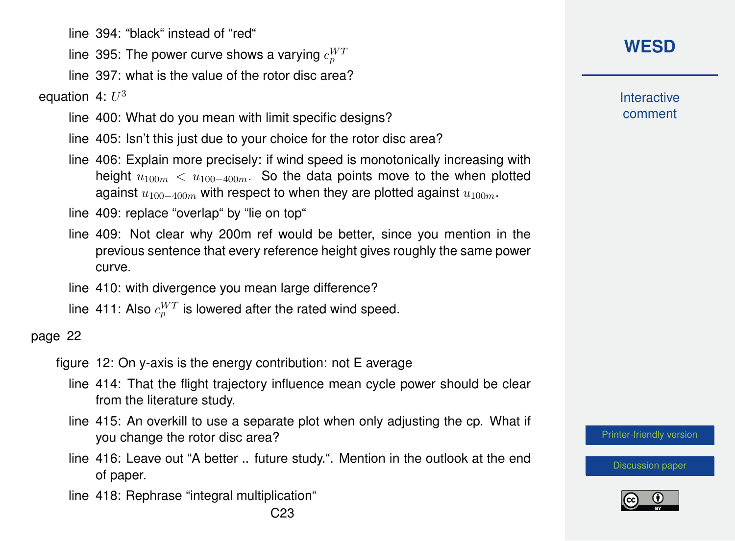line 394: “black“ instead of “red“

line 395: The power curve shows a varying $c_p^{WT}$

line 397: what is the value of the rotor disc area?

equation 4: $U^3$

line 400: What do you mean with limit specific designs?

line 405: Isn’t this just due to your choice for the rotor disc area?

line 406: Explain more precisely: if wind speed is monotonically increasing with height $u_{100m} < u_{100-400m}$. So the data points move to the when plotted against $u_{100-400m}$ with respect to when they are plotted against $u_{100m}$.

line 409: replace “overlap“ by “lie on top“

line 409: Not clear why 200m ref would be better, since you mention in the previous sentence that every reference height gives roughly the same power curve.

line 410: with divergence you mean large difference?

line 411: Also $c_p^{WT}$ is lowered after the rated wind speed.

page 22

figure 12: On y-axis is the energy contribution: not E average

line 414: That the flight trajectory influence mean cycle power should be clear from the literature study.

line 415: An overkill to use a separate plot when only adjusting the cp. What if you change the rotor disc area?

line 416: Leave out “A better .. future study.“. Mention in the outlook at the end of paper.

line 418: Rephrase “integral multiplication“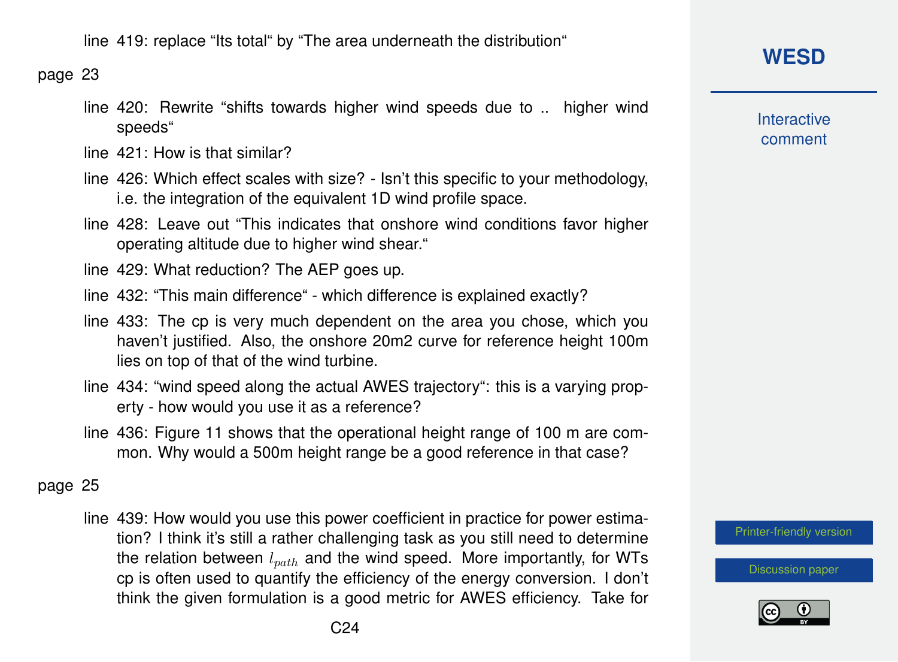line 419: replace “Its total“ by “The area underneath the distribution“

page 23

line 420: Rewrite “shifts towards higher wind speeds due to .. higher wind speeds“

line 421: How is that similar?

line 426: Which effect scales with size? - Isn’t this specific to your methodology, i.e. the integration of the equivalent 1D wind profile space.

line 428: Leave out “This indicates that onshore wind conditions favor higher operating altitude due to higher wind shear.“

line 429: What reduction? The AEP goes up.

line 432: “This main difference“ - which difference is explained exactly?

line 433: The cp is very much dependent on the area you chose, which you haven’t justified. Also, the onshore 20m2 curve for reference height 100m lies on top of that of the wind turbine.

line 434: “wind speed along the actual AWES trajectory“: this is a varying property - how would you use it as a reference?

line 436: Figure 11 shows that the operational height range of 100 m are common. Why would a 500m height range be a good reference in that case?

page 25

line 439: How would you use this power coefficient in practice for power estimation? I think it’s still a rather challenging task as you still need to determine the relation between $l_{path}$ and the wind speed. More importantly, for WTs cp is often used to quantify the efficiency of the energy conversion. I don’t think the given formulation is a good metric for AWES efficiency. Take for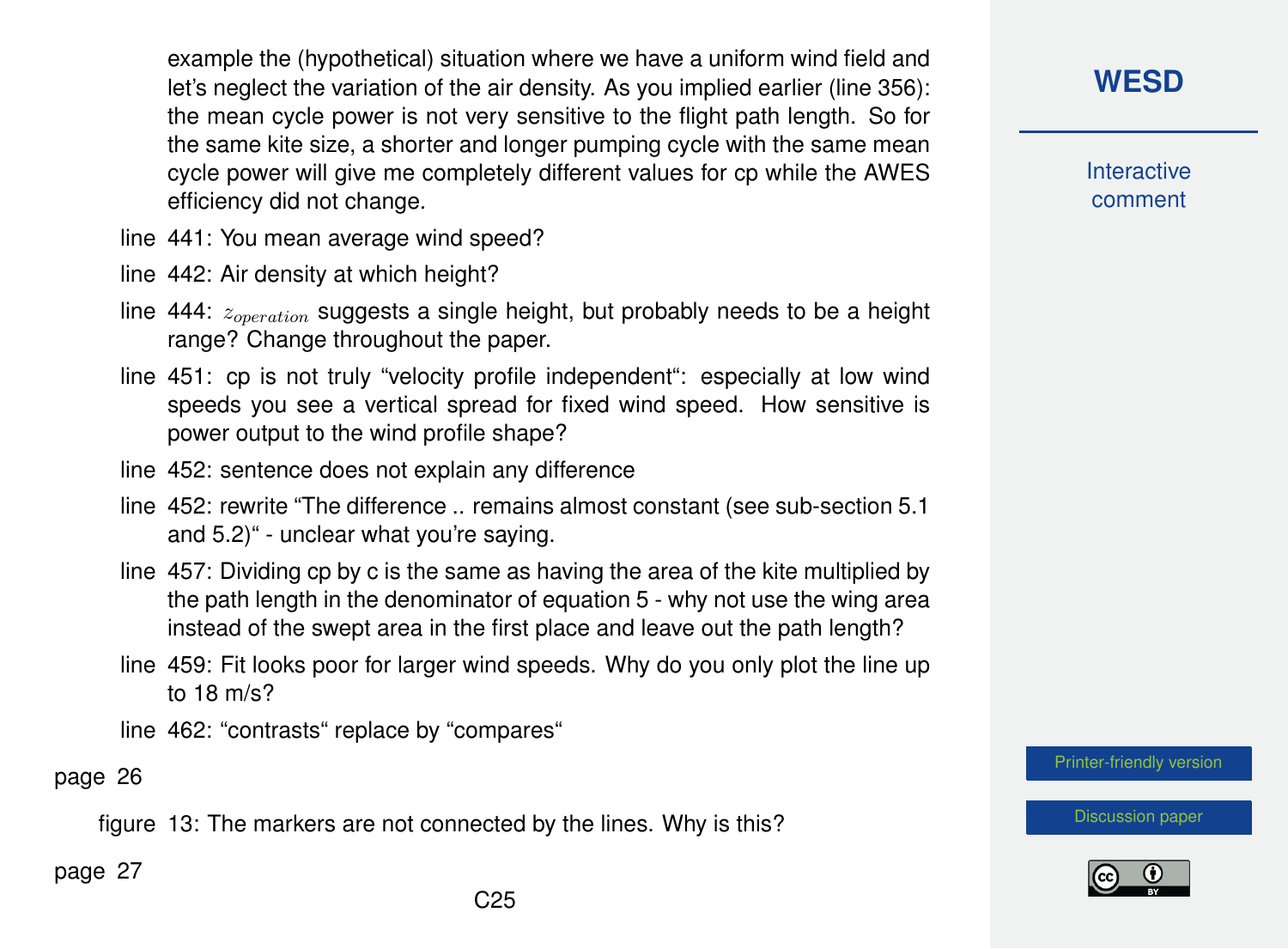example the (hypothetical) situation where we have a uniform wind field and let's neglect the variation of the air density. As you implied earlier (line 356): the mean cycle power is not very sensitive to the flight path length. So for the same kite size, a shorter and longer pumping cycle with the same mean cycle power will give me completely different values for cp while the AWES efficiency did not change.

line 441: You mean average wind speed?

line 442: Air density at which height?

line 444: $z_{operation}$ suggests a single height, but probably needs to be a height range? Change throughout the paper.

line 451: cp is not truly "velocity profile independent": especially at low wind speeds you see a vertical spread for fixed wind speed. How sensitive is power output to the wind profile shape?

line 452: sentence does not explain any difference

line 452: rewrite "The difference .. remains almost constant (see sub-section 5.1 and 5.2)" - unclear what you're saying.

line 457: Dividing cp by c is the same as having the area of the kite multiplied by the path length in the denominator of equation 5 - why not use the wing area instead of the swept area in the first place and leave out the path length?

line 459: Fit looks poor for larger wind speeds. Why do you only plot the line up to 18 m/s?

line 462: "contrasts" replace by "compares"

page 26

figure 13: The markers are not connected by the lines. Why is this?

page 27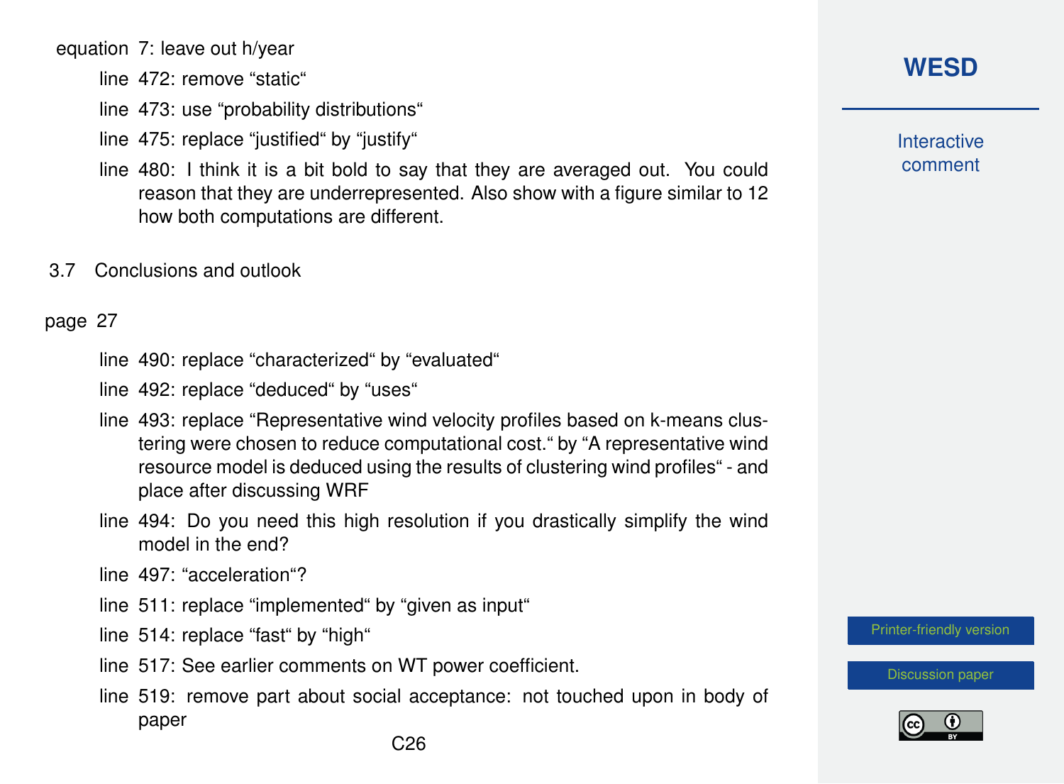equation 7: leave out h/year

line 472: remove “static“

line 473: use “probability distributions“

line 475: replace “justified“ by “justify“

line 480: I think it is a bit bold to say that they are averaged out. You could reason that they are underrepresented. Also show with a figure similar to 12 how both computations are different.

## 3.7 Conclusions and outlook

page 27

line 490: replace “characterized“ by “evaluated“

line 492: replace “deduced“ by “uses“

line 493: replace “Representative wind velocity profiles based on k-means clustering were chosen to reduce computational cost.“ by “A representative wind resource model is deduced using the results of clustering wind profiles“ - and place after discussing WRF

line 494: Do you need this high resolution if you drastically simplify the wind model in the end?

line 497: “acceleration“?

line 511: replace “implemented“ by “given as input“

line 514: replace “fast“ by “high“

line 517: See earlier comments on WT power coefficient.

line 519: remove part about social acceptance: not touched upon in body of paper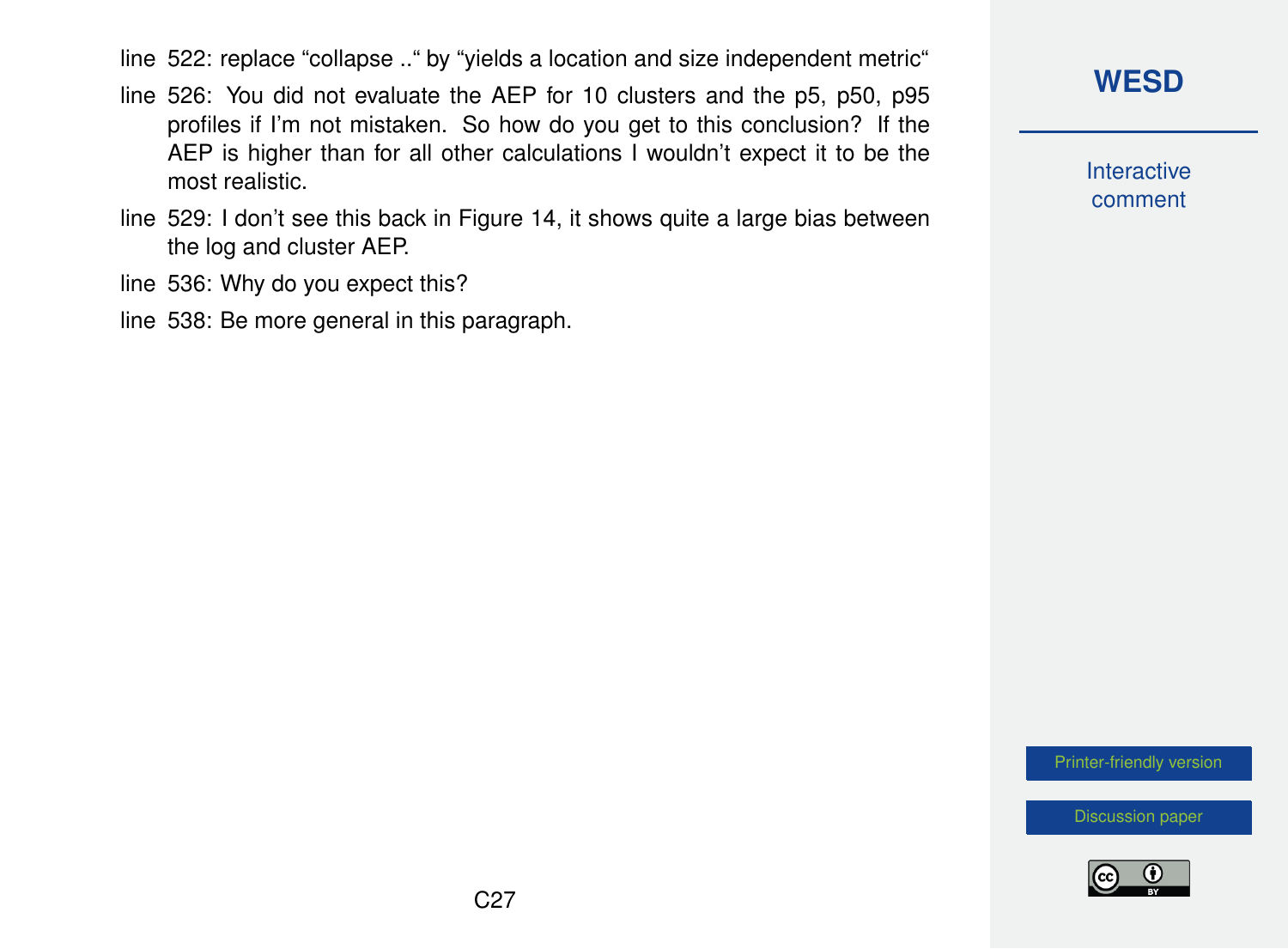line 522: replace “collapse ..“ by “yields a location and size independent metric“

line 526: You did not evaluate the AEP for 10 clusters and the p5, p50, p95 profiles if I’m not mistaken. So how do you get to this conclusion? If the AEP is higher than for all other calculations I wouldn’t expect it to be the most realistic.

line 529: I don’t see this back in Figure 14, it shows quite a large bias between the log and cluster AEP.

line 536: Why do you expect this?

line 538: Be more general in this paragraph.